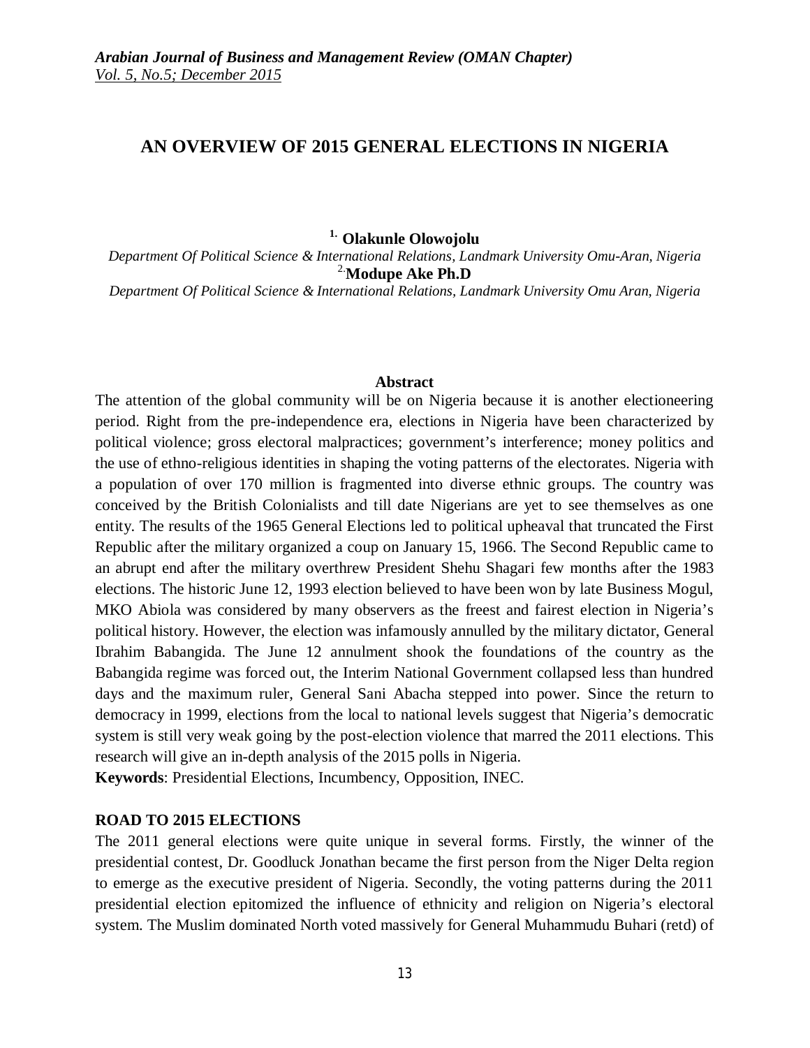# AN OVERVIEW OF 2015 GENERAL ELECTIONS IN NIGERIA

[1.] **Olakunle Olowojolu**

*Department Of Political Science & International Relations, Landmark University Omu-Aran, Nigeria*

[2.] **Modupe Ake Ph.D**

*Department Of Political Science & International Relations, Landmark University Omu Aran, Nigeria*

## Abstract

The attention of the global community will be on Nigeria because it is another electioneering period. Right from the pre-independence era, elections in Nigeria have been characterized by political violence; gross electoral malpractices; government's interference; money politics and the use of ethno-religious identities in shaping the voting patterns of the electorates. Nigeria with a population of over 170 million is fragmented into diverse ethnic groups. The country was conceived by the British Colonialists and till date Nigerians are yet to see themselves as one entity. The results of the 1965 General Elections led to political upheaval that truncated the First Republic after the military organized a coup on January 15, 1966. The Second Republic came to an abrupt end after the military overthrew President Shehu Shagari few months after the 1983 elections. The historic June 12, 1993 election believed to have been won by late Business Mogul, MKO Abiola was considered by many observers as the freest and fairest election in Nigeria's political history. However, the election was infamously annulled by the military dictator, General Ibrahim Babangida. The June 12 annulment shook the foundations of the country as the Babangida regime was forced out, the Interim National Government collapsed less than hundred days and the maximum ruler, General Sani Abacha stepped into power. Since the return to democracy in 1999, elections from the local to national levels suggest that Nigeria's democratic system is still very weak going by the post-election violence that marred the 2011 elections. This research will give an in-depth analysis of the 2015 polls in Nigeria.

**Keywords**: Presidential Elections, Incumbency, Opposition, INEC.

## ROAD TO 2015 ELECTIONS

The 2011 general elections were quite unique in several forms. Firstly, the winner of the presidential contest, Dr. Goodluck Jonathan became the first person from the Niger Delta region to emerge as the executive president of Nigeria. Secondly, the voting patterns during the 2011 presidential election epitomized the influence of ethnicity and religion on Nigeria's electoral system. The Muslim dominated North voted massively for General Muhammudu Buhari (retd) of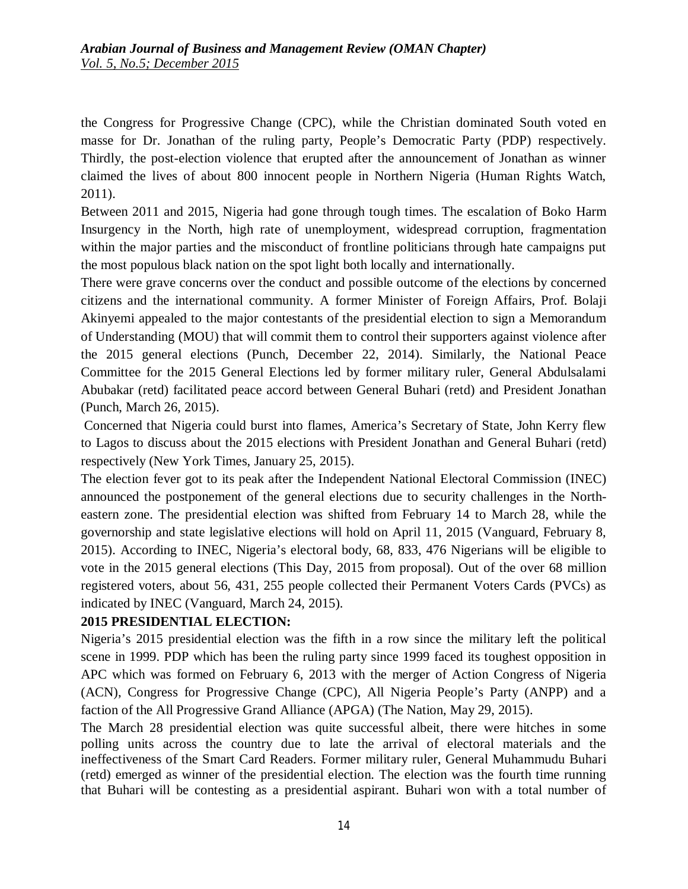the Congress for Progressive Change (CPC), while the Christian dominated South voted en masse for Dr. Jonathan of the ruling party, People's Democratic Party (PDP) respectively. Thirdly, the post-election violence that erupted after the announcement of Jonathan as winner claimed the lives of about 800 innocent people in Northern Nigeria (Human Rights Watch, 2011).

Between 2011 and 2015, Nigeria had gone through tough times. The escalation of Boko Harm Insurgency in the North, high rate of unemployment, widespread corruption, fragmentation within the major parties and the misconduct of frontline politicians through hate campaigns put the most populous black nation on the spot light both locally and internationally.

There were grave concerns over the conduct and possible outcome of the elections by concerned citizens and the international community. A former Minister of Foreign Affairs, Prof. Bolaji Akinyemi appealed to the major contestants of the presidential election to sign a Memorandum of Understanding (MOU) that will commit them to control their supporters against violence after the 2015 general elections (Punch, December 22, 2014). Similarly, the National Peace Committee for the 2015 General Elections led by former military ruler, General Abdulsalami Abubakar (retd) facilitated peace accord between General Buhari (retd) and President Jonathan (Punch, March 26, 2015).

Concerned that Nigeria could burst into flames, America's Secretary of State, John Kerry flew to Lagos to discuss about the 2015 elections with President Jonathan and General Buhari (retd) respectively (New York Times, January 25, 2015).

The election fever got to its peak after the Independent National Electoral Commission (INEC) announced the postponement of the general elections due to security challenges in the North-eastern zone. The presidential election was shifted from February 14 to March 28, while the governorship and state legislative elections will hold on April 11, 2015 (Vanguard, February 8, 2015). According to INEC, Nigeria's electoral body, 68, 833, 476 Nigerians will be eligible to vote in the 2015 general elections (This Day, 2015 from proposal). Out of the over 68 million registered voters, about 56, 431, 255 people collected their Permanent Voters Cards (PVCs) as indicated by INEC (Vanguard, March 24, 2015).

**2015 PRESIDENTIAL ELECTION:**

Nigeria's 2015 presidential election was the fifth in a row since the military left the political scene in 1999. PDP which has been the ruling party since 1999 faced its toughest opposition in APC which was formed on February 6, 2013 with the merger of Action Congress of Nigeria (ACN), Congress for Progressive Change (CPC), All Nigeria People's Party (ANPP) and a faction of the All Progressive Grand Alliance (APGA) (The Nation, May 29, 2015).

The March 28 presidential election was quite successful albeit, there were hitches in some polling units across the country due to late the arrival of electoral materials and the ineffectiveness of the Smart Card Readers. Former military ruler, General Muhammudu Buhari (retd) emerged as winner of the presidential election. The election was the fourth time running that Buhari will be contesting as a presidential aspirant. Buhari won with a total number of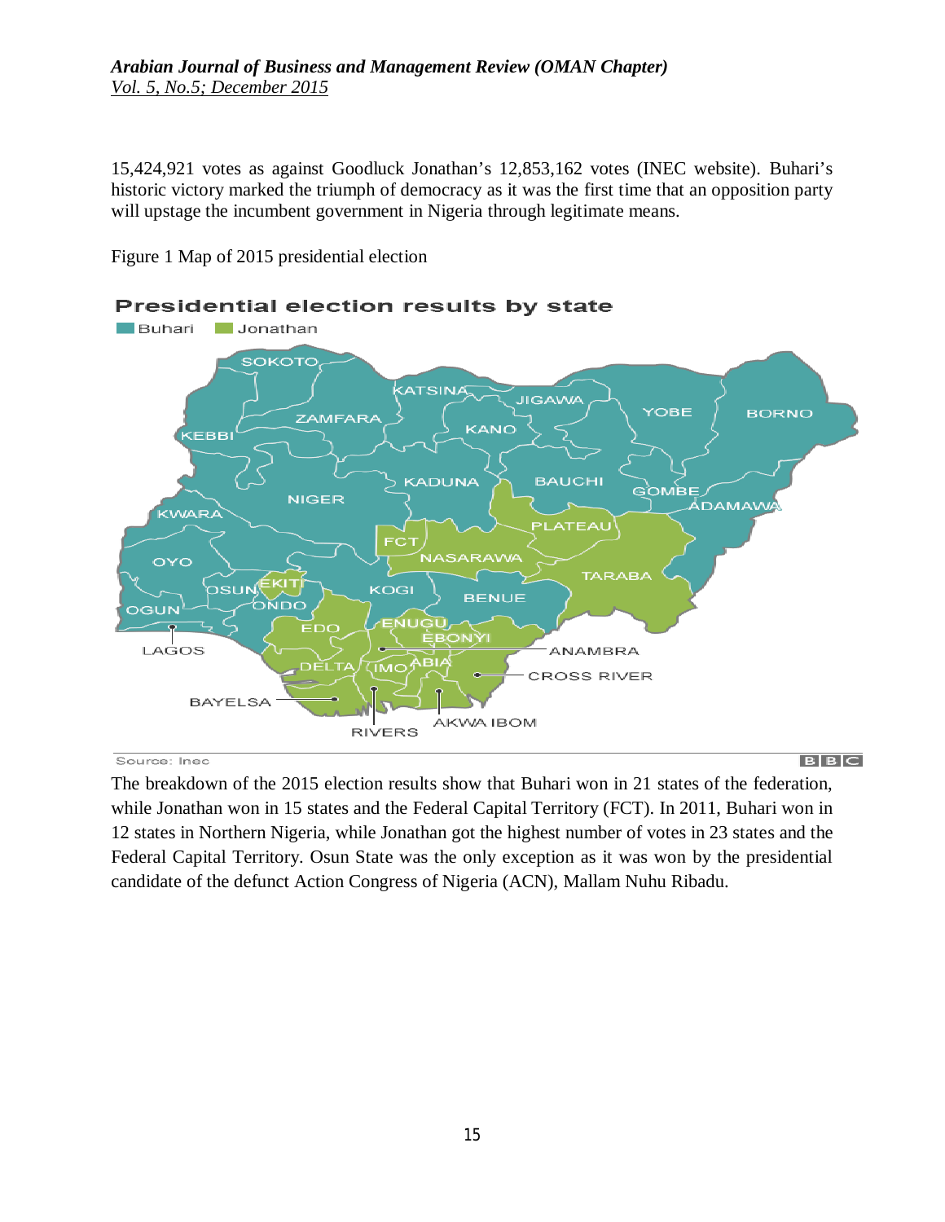15,424,921 votes as against Goodluck Jonathan's 12,853,162 votes (INEC website). Buhari's historic victory marked the triumph of democracy as it was the first time that an opposition party will upstage the incumbent government in Nigeria through legitimate means.

Figure 1 Map of 2015 presidential election

The breakdown of the 2015 election results show that Buhari won in 21 states of the federation, while Jonathan won in 15 states and the Federal Capital Territory (FCT). In 2011, Buhari won in 12 states in Northern Nigeria, while Jonathan got the highest number of votes in 23 states and the Federal Capital Territory. Osun State was the only exception as it was won by the presidential candidate of the defunct Action Congress of Nigeria (ACN), Mallam Nuhu Ribadu.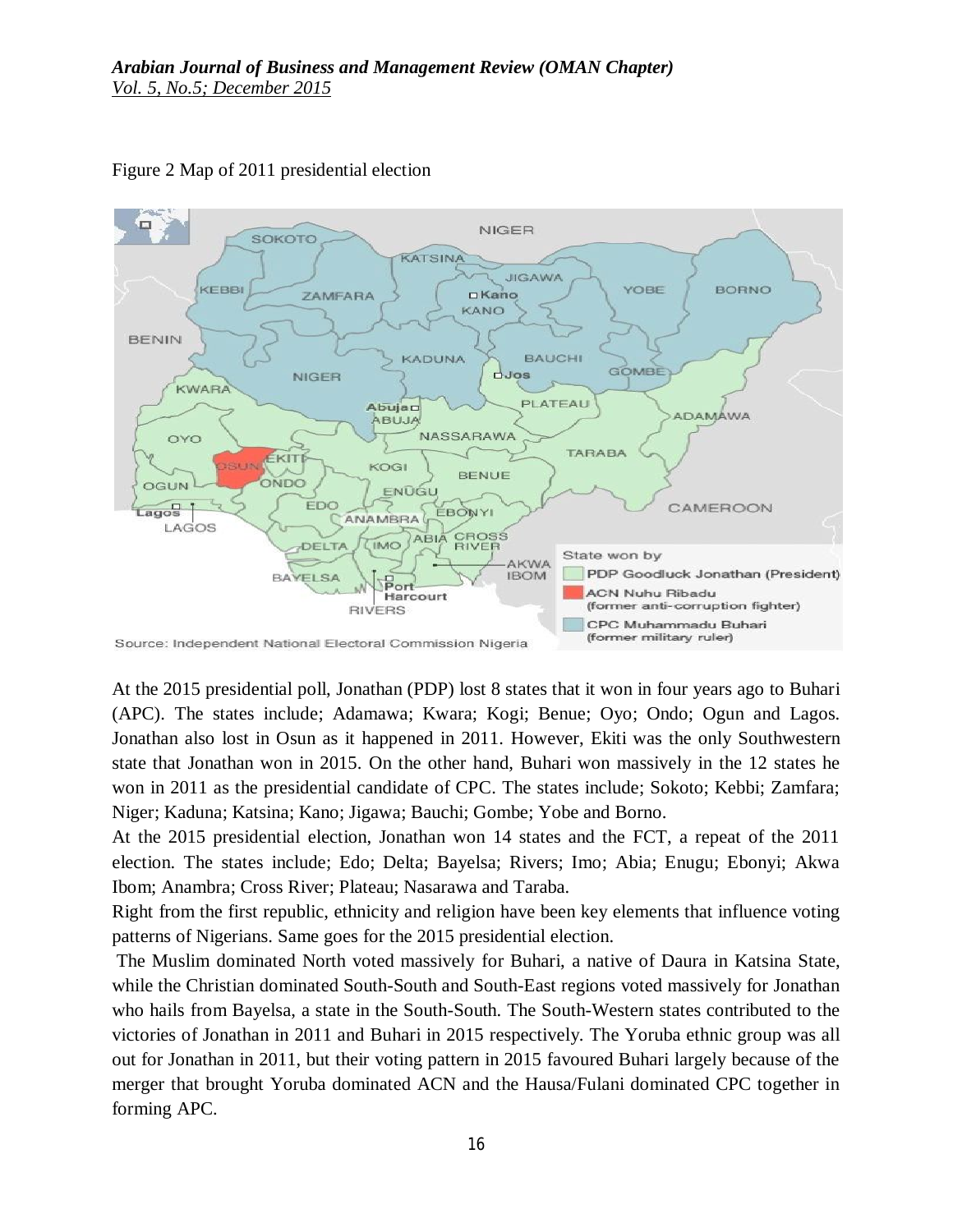Figure 2 Map of 2011 presidential election

At the 2015 presidential poll, Jonathan (PDP) lost 8 states that it won in four years ago to Buhari (APC). The states include; Adamawa; Kwara; Kogi; Benue; Oyo; Ondo; Ogun and Lagos. Jonathan also lost in Osun as it happened in 2011. However, Ekiti was the only Southwestern state that Jonathan won in 2015. On the other hand, Buhari won massively in the 12 states he won in 2011 as the presidential candidate of CPC. The states include; Sokoto; Kebbi; Zamfara; Niger; Kaduna; Katsina; Kano; Jigawa; Bauchi; Gombe; Yobe and Borno.

At the 2015 presidential election, Jonathan won 14 states and the FCT, a repeat of the 2011 election. The states include; Edo; Delta; Bayelsa; Rivers; Imo; Abia; Enugu; Ebonyi; Akwa Ibom; Anambra; Cross River; Plateau; Nasarawa and Taraba.

Right from the first republic, ethnicity and religion have been key elements that influence voting patterns of Nigerians. Same goes for the 2015 presidential election.

The Muslim dominated North voted massively for Buhari, a native of Daura in Katsina State, while the Christian dominated South-South and South-East regions voted massively for Jonathan who hails from Bayelsa, a state in the South-South. The South-Western states contributed to the victories of Jonathan in 2011 and Buhari in 2015 respectively. The Yoruba ethnic group was all out for Jonathan in 2011, but their voting pattern in 2015 favoured Buhari largely because of the merger that brought Yoruba dominated ACN and the Hausa/Fulani dominated CPC together in forming APC.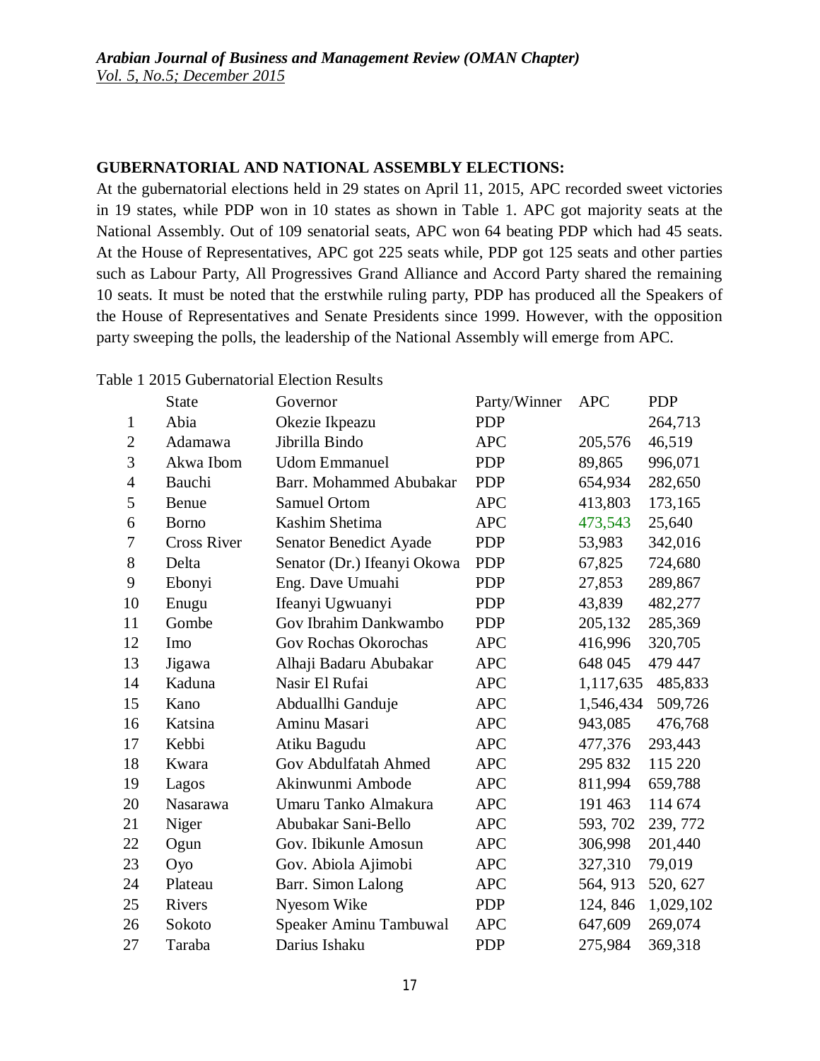**GUBERNATORIAL AND NATIONAL ASSEMBLY ELECTIONS:**

At the gubernatorial elections held in 29 states on April 11, 2015, APC recorded sweet victories in 19 states, while PDP won in 10 states as shown in Table 1. APC got majority seats at the National Assembly. Out of 109 senatorial seats, APC won 64 beating PDP which had 45 seats. At the House of Representatives, APC got 225 seats while, PDP got 125 seats and other parties such as Labour Party, All Progressives Grand Alliance and Accord Party shared the remaining 10 seats. It must be noted that the erstwhile ruling party, PDP has produced all the Speakers of the House of Representatives and Senate Presidents since 1999. However, with the opposition party sweeping the polls, the leadership of the National Assembly will emerge from APC.

Table 1 2015 Gubernatorial Election Results

| | State | Governor | Party/Winner | APC | PDP |
|---|---|---|---|---|---|
| 1 | Abia | Okezie Ikpeazu | PDP | | 264,713 |
| 2 | Adamawa | Jibrilla Bindo | APC | 205,576 | 46,519 |
| 3 | Akwa Ibom | Udom Emmanuel | PDP | 89,865 | 996,071 |
| 4 | Bauchi | Barr. Mohammed Abubakar | PDP | 654,934 | 282,650 |
| 5 | Benue | Samuel Ortom | APC | 413,803 | 173,165 |
| 6 | Borno | Kashim Shetima | APC | 473,543 | 25,640 |
| 7 | Cross River | Senator Benedict Ayade | PDP | 53,983 | 342,016 |
| 8 | Delta | Senator (Dr.) Ifeanyi Okowa | PDP | 67,825 | 724,680 |
| 9 | Ebonyi | Eng. Dave Umuahi | PDP | 27,853 | 289,867 |
| 10 | Enugu | Ifeanyi Ugwuanyi | PDP | 43,839 | 482,277 |
| 11 | Gombe | Gov Ibrahim Dankwambo | PDP | 205,132 | 285,369 |
| 12 | Imo | Gov Rochas Okorochas | APC | 416,996 | 320,705 |
| 13 | Jigawa | Alhaji Badaru Abubakar | APC | 648 045 | 479 447 |
| 14 | Kaduna | Nasir El Rufai | APC | 1,117,635 | 485,833 |
| 15 | Kano | Abduallhi Ganduje | APC | 1,546,434 | 509,726 |
| 16 | Katsina | Aminu Masari | APC | 943,085 | 476,768 |
| 17 | Kebbi | Atiku Bagudu | APC | 477,376 | 293,443 |
| 18 | Kwara | Gov Abdulfatah Ahmed | APC | 295 832 | 115 220 |
| 19 | Lagos | Akinwunmi Ambode | APC | 811,994 | 659,788 |
| 20 | Nasarawa | Umaru Tanko Almakura | APC | 191 463 | 114 674 |
| 21 | Niger | Abubakar Sani-Bello | APC | 593, 702 | 239, 772 |
| 22 | Ogun | Gov. Ibikunle Amosun | APC | 306,998 | 201,440 |
| 23 | Oyo | Gov. Abiola Ajimobi | APC | 327,310 | 79,019 |
| 24 | Plateau | Barr. Simon Lalong | APC | 564, 913 | 520, 627 |
| 25 | Rivers | Nyesom Wike | PDP | 124, 846 | 1,029,102 |
| 26 | Sokoto | Speaker Aminu Tambuwal | APC | 647,609 | 269,074 |
| 27 | Taraba | Darius Ishaku | PDP | 275,984 | 369,318 |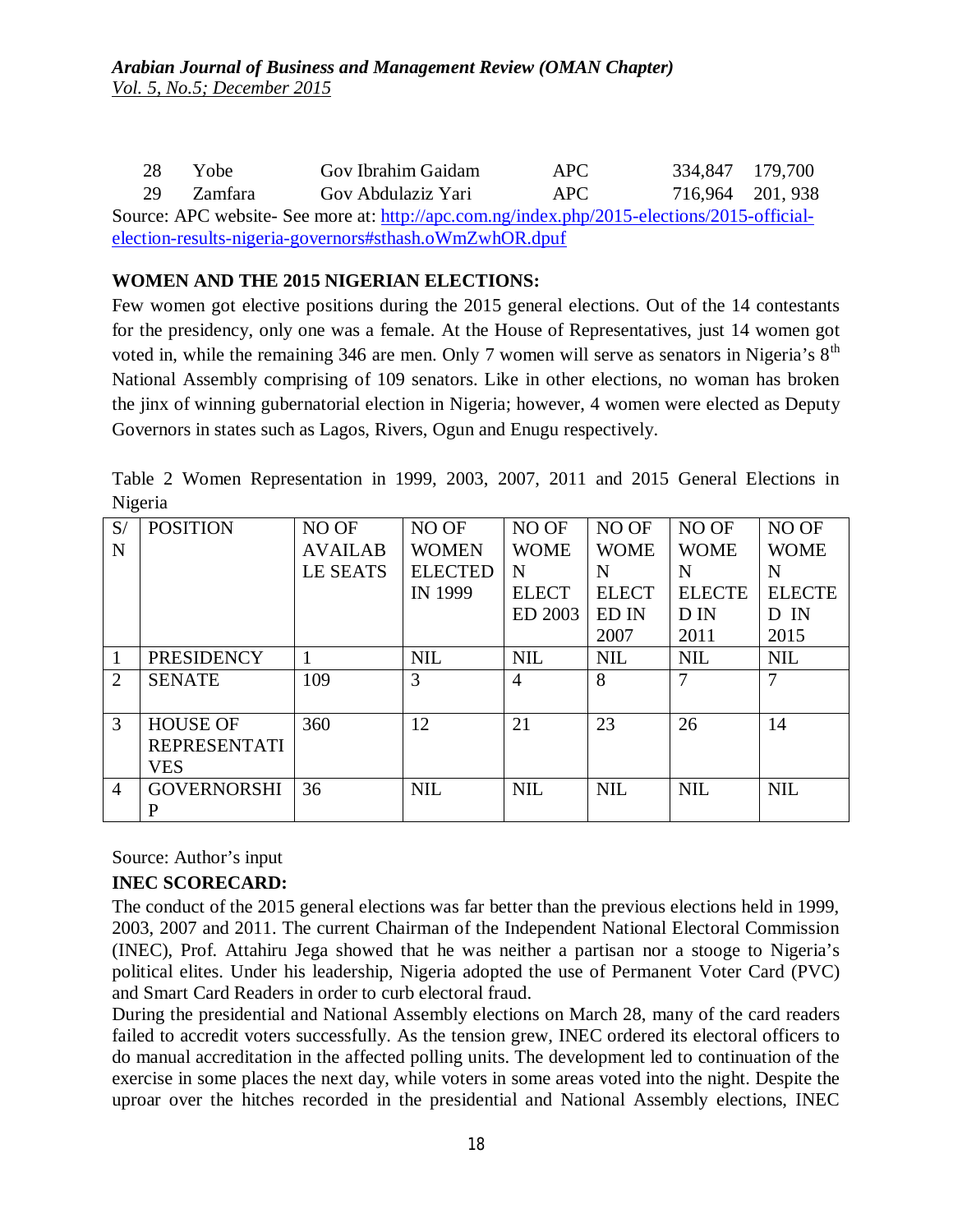| 28 | Yobe | Gov Ibrahim Gaidam | APC | 334,847 | 179,700 |
|---|---|---|---|---|---|
| 29 | Zamfara | Gov Abdulaziz Yari | APC | 716,964 | 201, 938 |

Source: APC website- See more at: http://apc.com.ng/index.php/2015-elections/2015-official-election-results-nigeria-governors#sthash.oWmZwhOR.dpuf

**WOMEN AND THE 2015 NIGERIAN ELECTIONS:**

Few women got elective positions during the 2015 general elections. Out of the 14 contestants for the presidency, only one was a female. At the House of Representatives, just 14 women got voted in, while the remaining 346 are men. Only 7 women will serve as senators in Nigeria's 8th National Assembly comprising of 109 senators. Like in other elections, no woman has broken the jinx of winning gubernatorial election in Nigeria; however, 4 women were elected as Deputy Governors in states such as Lagos, Rivers, Ogun and Enugu respectively.

Table 2 Women Representation in 1999, 2003, 2007, 2011 and 2015 General Elections in Nigeria

| S/N | POSITION | NO OF AVAILABLE SEATS | NO OF WOMEN ELECTED IN 1999 | NO OF WOMEN ELECTED 2003 | NO OF WOMEN ELECTED IN 2007 | NO OF WOMEN ELECTED IN 2011 | NO OF WOMEN ELECTED IN 2015 |
|---|---|---|---|---|---|---|---|
| 1 | PRESIDENCY | 1 | NIL | NIL | NIL | NIL | NIL |
| 2 | SENATE | 109 | 3 | 4 | 8 | 7 | 7 |
| 3 | HOUSE OF REPRESENTATIVES | 360 | 12 | 21 | 23 | 26 | 14 |
| 4 | GOVERNORSHIP | 36 | NIL | NIL | NIL | NIL | NIL |

Source: Author's input

**INEC SCORECARD:**

The conduct of the 2015 general elections was far better than the previous elections held in 1999, 2003, 2007 and 2011. The current Chairman of the Independent National Electoral Commission (INEC), Prof. Attahiru Jega showed that he was neither a partisan nor a stooge to Nigeria's political elites. Under his leadership, Nigeria adopted the use of Permanent Voter Card (PVC) and Smart Card Readers in order to curb electoral fraud.

During the presidential and National Assembly elections on March 28, many of the card readers failed to accredit voters successfully. As the tension grew, INEC ordered its electoral officers to do manual accreditation in the affected polling units. The development led to continuation of the exercise in some places the next day, while voters in some areas voted into the night. Despite the uproar over the hitches recorded in the presidential and National Assembly elections, INEC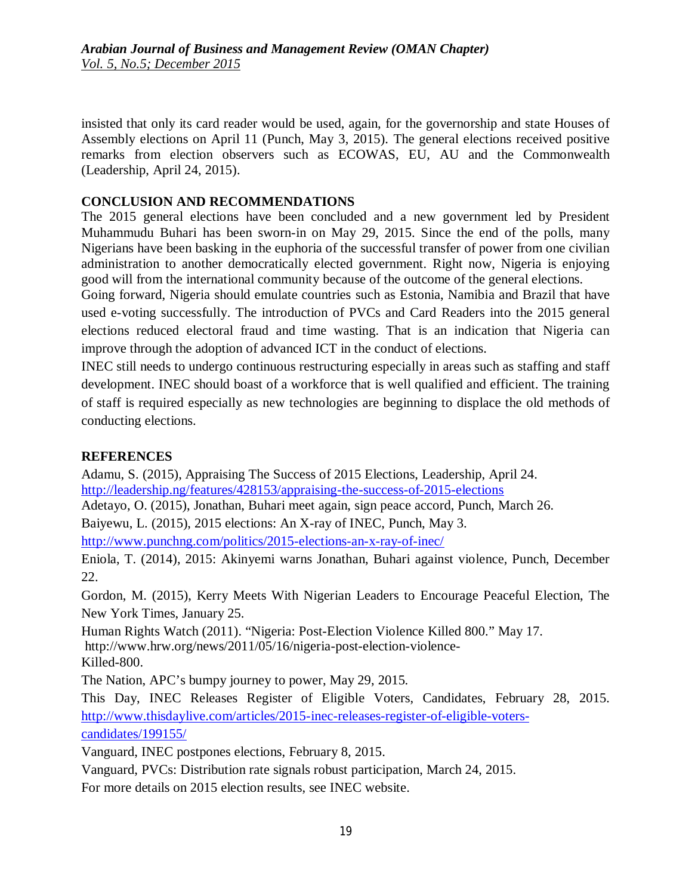insisted that only its card reader would be used, again, for the governorship and state Houses of Assembly elections on April 11 (Punch, May 3, 2015). The general elections received positive remarks from election observers such as ECOWAS, EU, AU and the Commonwealth (Leadership, April 24, 2015).

## CONCLUSION AND RECOMMENDATIONS

The 2015 general elections have been concluded and a new government led by President Muhammudu Buhari has been sworn-in on May 29, 2015. Since the end of the polls, many Nigerians have been basking in the euphoria of the successful transfer of power from one civilian administration to another democratically elected government. Right now, Nigeria is enjoying good will from the international community because of the outcome of the general elections.

Going forward, Nigeria should emulate countries such as Estonia, Namibia and Brazil that have used e-voting successfully. The introduction of PVCs and Card Readers into the 2015 general elections reduced electoral fraud and time wasting. That is an indication that Nigeria can improve through the adoption of advanced ICT in the conduct of elections.

INEC still needs to undergo continuous restructuring especially in areas such as staffing and staff development. INEC should boast of a workforce that is well qualified and efficient. The training of staff is required especially as new technologies are beginning to displace the old methods of conducting elections.

## REFERENCES

Adamu, S. (2015), Appraising The Success of 2015 Elections, Leadership, April 24. http://leadership.ng/features/428153/appraising-the-success-of-2015-elections

Adetayo, O. (2015), Jonathan, Buhari meet again, sign peace accord, Punch, March 26.

Baiyewu, L. (2015), 2015 elections: An X-ray of INEC, Punch, May 3. http://www.punchng.com/politics/2015-elections-an-x-ray-of-inec/

Eniola, T. (2014), 2015: Akinyemi warns Jonathan, Buhari against violence, Punch, December 22.

Gordon, M. (2015), Kerry Meets With Nigerian Leaders to Encourage Peaceful Election, The New York Times, January 25.

Human Rights Watch (2011). "Nigeria: Post-Election Violence Killed 800." May 17. http://www.hrw.org/news/2011/05/16/nigeria-post-election-violence-Killed-800.

The Nation, APC's bumpy journey to power, May 29, 2015.

This Day, INEC Releases Register of Eligible Voters, Candidates, February 28, 2015. http://www.thisdaylive.com/articles/2015-inec-releases-register-of-eligible-voters-candidates/199155/

Vanguard, INEC postpones elections, February 8, 2015.

Vanguard, PVCs: Distribution rate signals robust participation, March 24, 2015.

For more details on 2015 election results, see INEC website.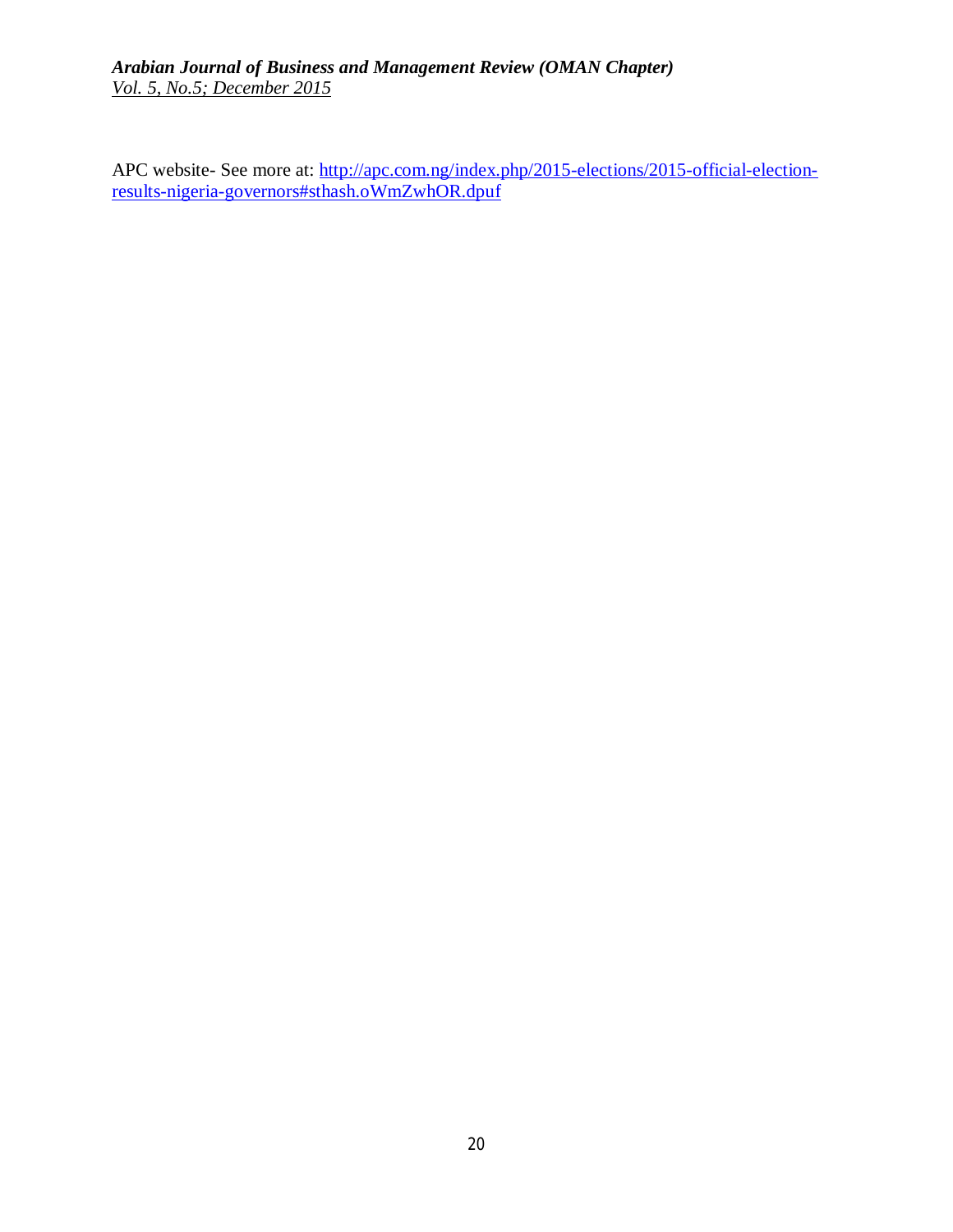APC website- See more at: http://apc.com.ng/index.php/2015-elections/2015-official-election-results-nigeria-governors#sthash.oWmZwhOR.dpuf